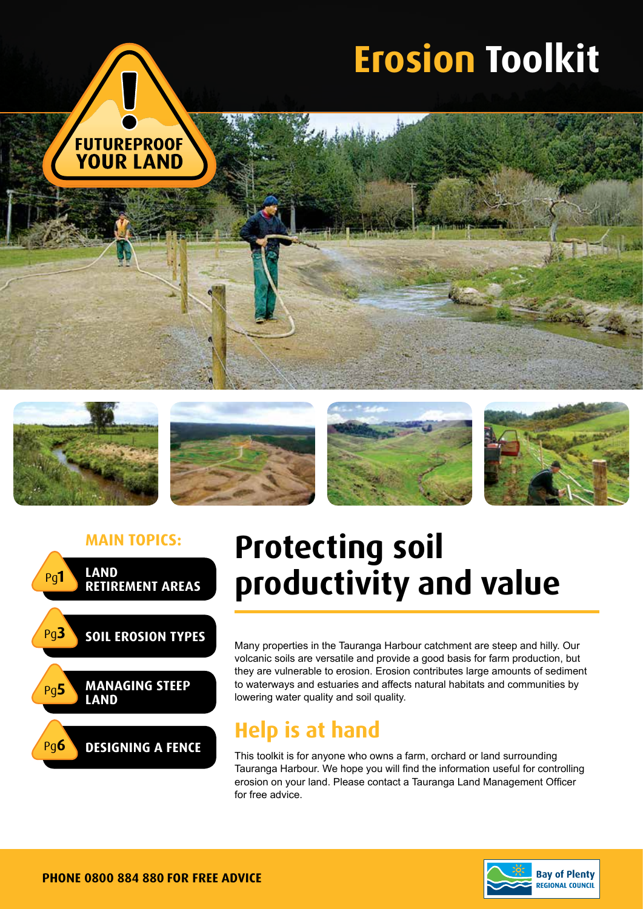# Erosion Toolkit

FUTUREPROOF YOUR LAND

**MAIN TOPICS:**

- Pg1 LAND RETIREMENT AREAS
- Pg3 SOIL EROSION TYPES
- Pg5 MANAGING STEEP LAND
- Pg6 DESIGNING A FENCE

## Protecting soil productivity and value

Many properties in the Tauranga Harbour catchment are steep and hilly. Our volcanic soils are versatile and provide a good basis for farm production, but they are vulnerable to erosion. Erosion contributes large amounts of sediment to waterways and estuaries and affects natural habitats and communities by lowering water quality and soil quality.

## Help is at hand

This toolkit is for anyone who owns a farm, orchard or land surrounding Tauranga Harbour. We hope you will find the information useful for controlling erosion on your land. Please contact a Tauranga Land Management Officer for free advice.

**PHONE 0800 884 880 FOR FREE ADVICE**

Bay of Plenty REGIONAL COUNCIL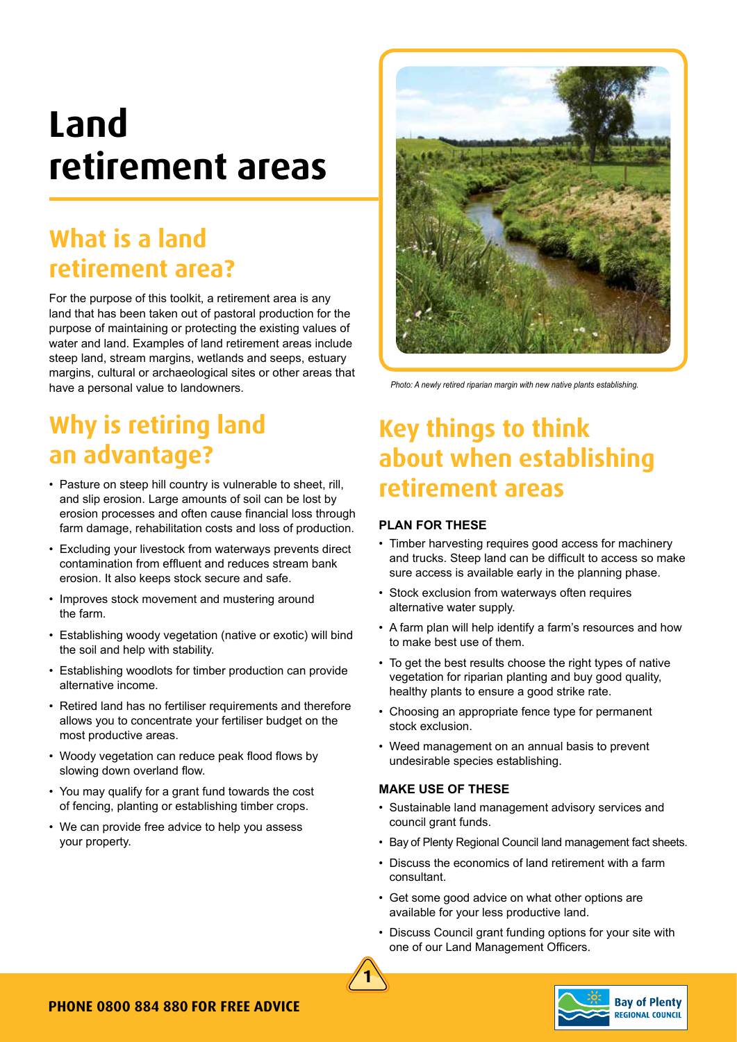# Land retirement areas

## What is a land retirement area?

For the purpose of this toolkit, a retirement area is any land that has been taken out of pastoral production for the purpose of maintaining or protecting the existing values of water and land. Examples of land retirement areas include steep land, stream margins, wetlands and seeps, estuary margins, cultural or archaeological sites or other areas that have a personal value to landowners.

## Why is retiring land an advantage?

- Pasture on steep hill country is vulnerable to sheet, rill, and slip erosion. Large amounts of soil can be lost by erosion processes and often cause financial loss through farm damage, rehabilitation costs and loss of production.
- Excluding your livestock from waterways prevents direct contamination from effluent and reduces stream bank erosion. It also keeps stock secure and safe.
- Improves stock movement and mustering around the farm.
- Establishing woody vegetation (native or exotic) will bind the soil and help with stability.
- Establishing woodlots for timber production can provide alternative income.
- Retired land has no fertiliser requirements and therefore allows you to concentrate your fertiliser budget on the most productive areas.
- Woody vegetation can reduce peak flood flows by slowing down overland flow.
- You may qualify for a grant fund towards the cost of fencing, planting or establishing timber crops.
- We can provide free advice to help you assess your property.

*Photo: A newly retired riparian margin with new native plants establishing.*

## Key things to think about when establishing retirement areas

### PLAN FOR THESE

- Timber harvesting requires good access for machinery and trucks. Steep land can be difficult to access so make sure access is available early in the planning phase.
- Stock exclusion from waterways often requires alternative water supply.
- A farm plan will help identify a farm's resources and how to make best use of them.
- To get the best results choose the right types of native vegetation for riparian planting and buy good quality, healthy plants to ensure a good strike rate.
- Choosing an appropriate fence type for permanent stock exclusion.
- Weed management on an annual basis to prevent undesirable species establishing.

### MAKE USE OF THESE

- Sustainable land management advisory services and council grant funds.
- Bay of Plenty Regional Council land management fact sheets.
- Discuss the economics of land retirement with a farm consultant.
- Get some good advice on what other options are available for your less productive land.
- Discuss Council grant funding options for your site with one of our Land Management Officers.

**PHONE 0800 884 880 FOR FREE ADVICE**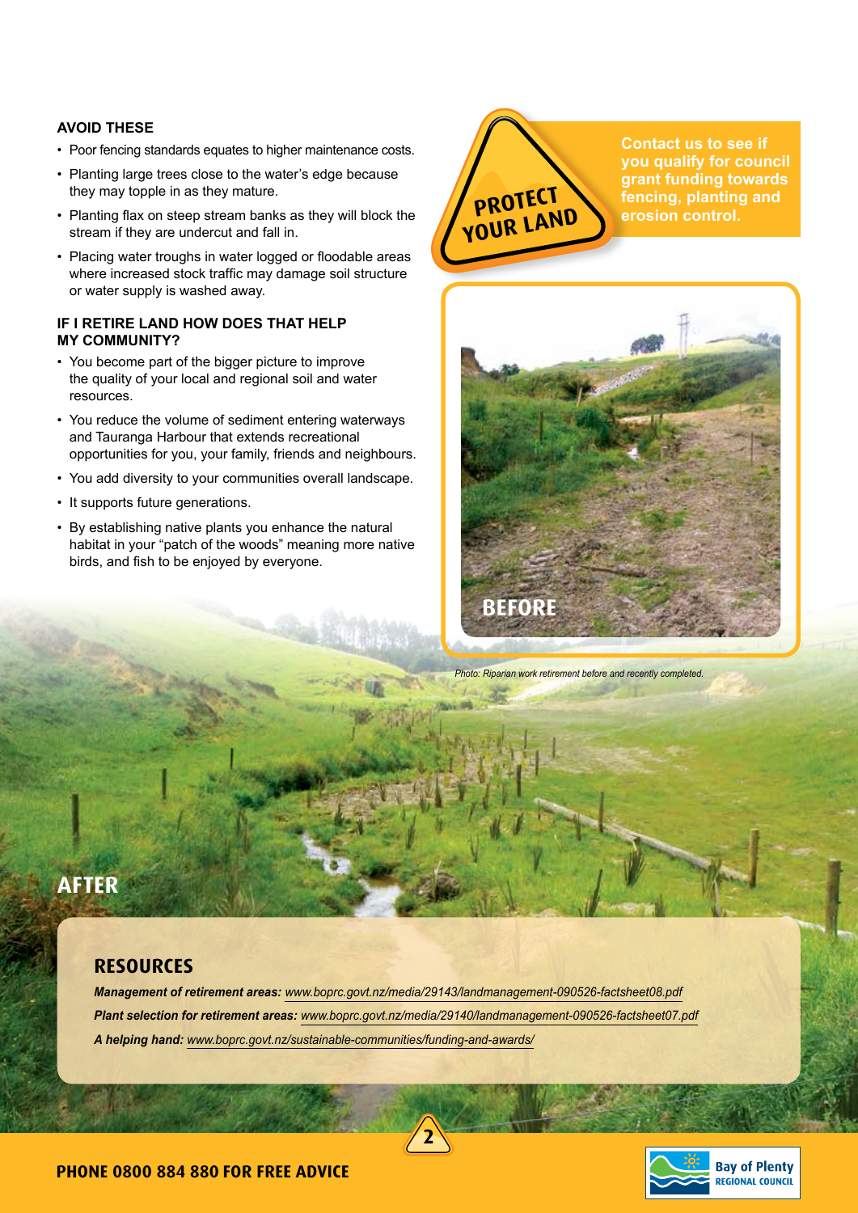## AVOID THESE

- Poor fencing standards equates to higher maintenance costs.
- Planting large trees close to the water's edge because they may topple in as they mature.
- Planting flax on steep stream banks as they will block the stream if they are undercut and fall in.
- Placing water troughs in water logged or floodable areas where increased stock traffic may damage soil structure or water supply is washed away.

## IF I RETIRE LAND HOW DOES THAT HELP MY COMMUNITY?

- You become part of the bigger picture to improve the quality of your local and regional soil and water resources.
- You reduce the volume of sediment entering waterways and Tauranga Harbour that extends recreational opportunities for you, your family, friends and neighbours.
- You add diversity to your communities overall landscape.
- It supports future generations.
- By establishing native plants you enhance the natural habitat in your "patch of the woods" meaning more native birds, and fish to be enjoyed by everyone.

**PROTECT YOUR LAND**

**Contact us to see if you qualify for council grant funding towards fencing, planting and erosion control.**

BEFORE

*Photo: Riparian work retirement before and recently completed.*

AFTER

## RESOURCES

***Management of retirement areas:*** *www.boprc.govt.nz/media/29143/landmanagement-090526-factsheet08.pdf*

***Plant selection for retirement areas:*** *www.boprc.govt.nz/media/29140/landmanagement-090526-factsheet07.pdf*

***A helping hand:*** *www.boprc.govt.nz/sustainable-communities/funding-and-awards/*

**PHONE 0800 884 880 FOR FREE ADVICE**

Bay of Plenty REGIONAL COUNCIL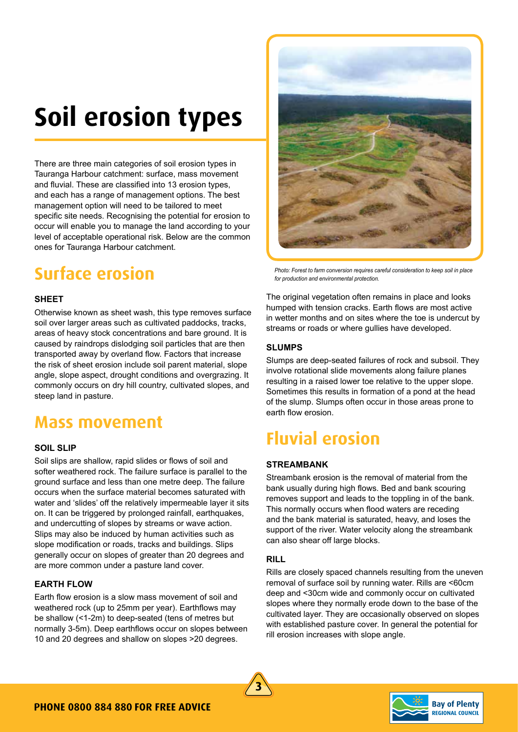# Soil erosion types

There are three main categories of soil erosion types in Tauranga Harbour catchment: surface, mass movement and fluvial. These are classified into 13 erosion types, and each has a range of management options. The best management option will need to be tailored to meet specific site needs. Recognising the potential for erosion to occur will enable you to manage the land according to your level of acceptable operational risk. Below are the common ones for Tauranga Harbour catchment.

*Photo: Forest to farm conversion requires careful consideration to keep soil in place for production and environmental protection.*

## Surface erosion

### SHEET

Otherwise known as sheet wash, this type removes surface soil over larger areas such as cultivated paddocks, tracks, areas of heavy stock concentrations and bare ground. It is caused by raindrops dislodging soil particles that are then transported away by overland flow. Factors that increase the risk of sheet erosion include soil parent material, slope angle, slope aspect, drought conditions and overgrazing. It commonly occurs on dry hill country, cultivated slopes, and steep land in pasture.

## Mass movement

### SOIL SLIP

Soil slips are shallow, rapid slides or flows of soil and softer weathered rock. The failure surface is parallel to the ground surface and less than one metre deep. The failure occurs when the surface material becomes saturated with water and 'slides' off the relatively impermeable layer it sits on. It can be triggered by prolonged rainfall, earthquakes, and undercutting of slopes by streams or wave action. Slips may also be induced by human activities such as slope modification or roads, tracks and buildings. Slips generally occur on slopes of greater than 20 degrees and are more common under a pasture land cover.

### EARTH FLOW

Earth flow erosion is a slow mass movement of soil and weathered rock (up to 25mm per year). Earthflows may be shallow (<1-2m) to deep-seated (tens of metres but normally 3-5m). Deep earthflows occur on slopes between 10 and 20 degrees and shallow on slopes >20 degrees. The original vegetation often remains in place and looks humped with tension cracks. Earth flows are most active in wetter months and on sites where the toe is undercut by streams or roads or where gullies have developed.

### SLUMPS

Slumps are deep-seated failures of rock and subsoil. They involve rotational slide movements along failure planes resulting in a raised lower toe relative to the upper slope. Sometimes this results in formation of a pond at the head of the slump. Slumps often occur in those areas prone to earth flow erosion.

## Fluvial erosion

### STREAMBANK

Streambank erosion is the removal of material from the bank usually during high flows. Bed and bank scouring removes support and leads to the toppling in of the bank. This normally occurs when flood waters are receding and the bank material is saturated, heavy, and loses the support of the river. Water velocity along the streambank can also shear off large blocks.

### RILL

Rills are closely spaced channels resulting from the uneven removal of surface soil by running water. Rills are <60cm deep and <30cm wide and commonly occur on cultivated slopes where they normally erode down to the base of the cultivated layer. They are occasionally observed on slopes with established pasture cover. In general the potential for rill erosion increases with slope angle.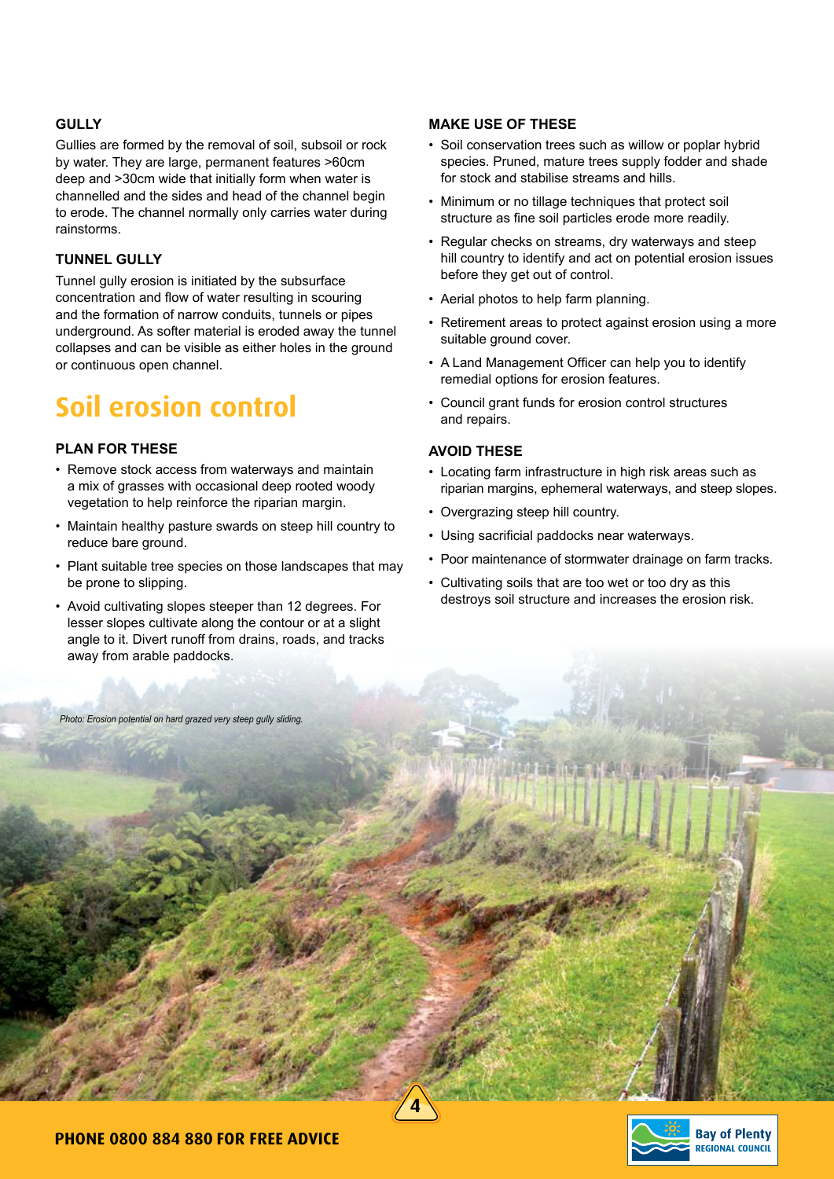### GULLY

Gullies are formed by the removal of soil, subsoil or rock by water. They are large, permanent features >60cm deep and >30cm wide that initially form when water is channelled and the sides and head of the channel begin to erode. The channel normally only carries water during rainstorms.

### TUNNEL GULLY

Tunnel gully erosion is initiated by the subsurface concentration and flow of water resulting in scouring and the formation of narrow conduits, tunnels or pipes underground. As softer material is eroded away the tunnel collapses and can be visible as either holes in the ground or continuous open channel.

## Soil erosion control

### PLAN FOR THESE

- Remove stock access from waterways and maintain a mix of grasses with occasional deep rooted woody vegetation to help reinforce the riparian margin.
- Maintain healthy pasture swards on steep hill country to reduce bare ground.
- Plant suitable tree species on those landscapes that may be prone to slipping.
- Avoid cultivating slopes steeper than 12 degrees. For lesser slopes cultivate along the contour or at a slight angle to it. Divert runoff from drains, roads, and tracks away from arable paddocks.

### MAKE USE OF THESE

- Soil conservation trees such as willow or poplar hybrid species. Pruned, mature trees supply fodder and shade for stock and stabilise streams and hills.
- Minimum or no tillage techniques that protect soil structure as fine soil particles erode more readily.
- Regular checks on streams, dry waterways and steep hill country to identify and act on potential erosion issues before they get out of control.
- Aerial photos to help farm planning.
- Retirement areas to protect against erosion using a more suitable ground cover.
- A Land Management Officer can help you to identify remedial options for erosion features.
- Council grant funds for erosion control structures and repairs.

### AVOID THESE

- Locating farm infrastructure in high risk areas such as riparian margins, ephemeral waterways, and steep slopes.
- Overgrazing steep hill country.
- Using sacrificial paddocks near waterways.
- Poor maintenance of stormwater drainage on farm tracks.
- Cultivating soils that are too wet or too dry as this destroys soil structure and increases the erosion risk.

*Photo: Erosion potential on hard grazed very steep gully sliding.*

**PHONE 0800 884 880 FOR FREE ADVICE**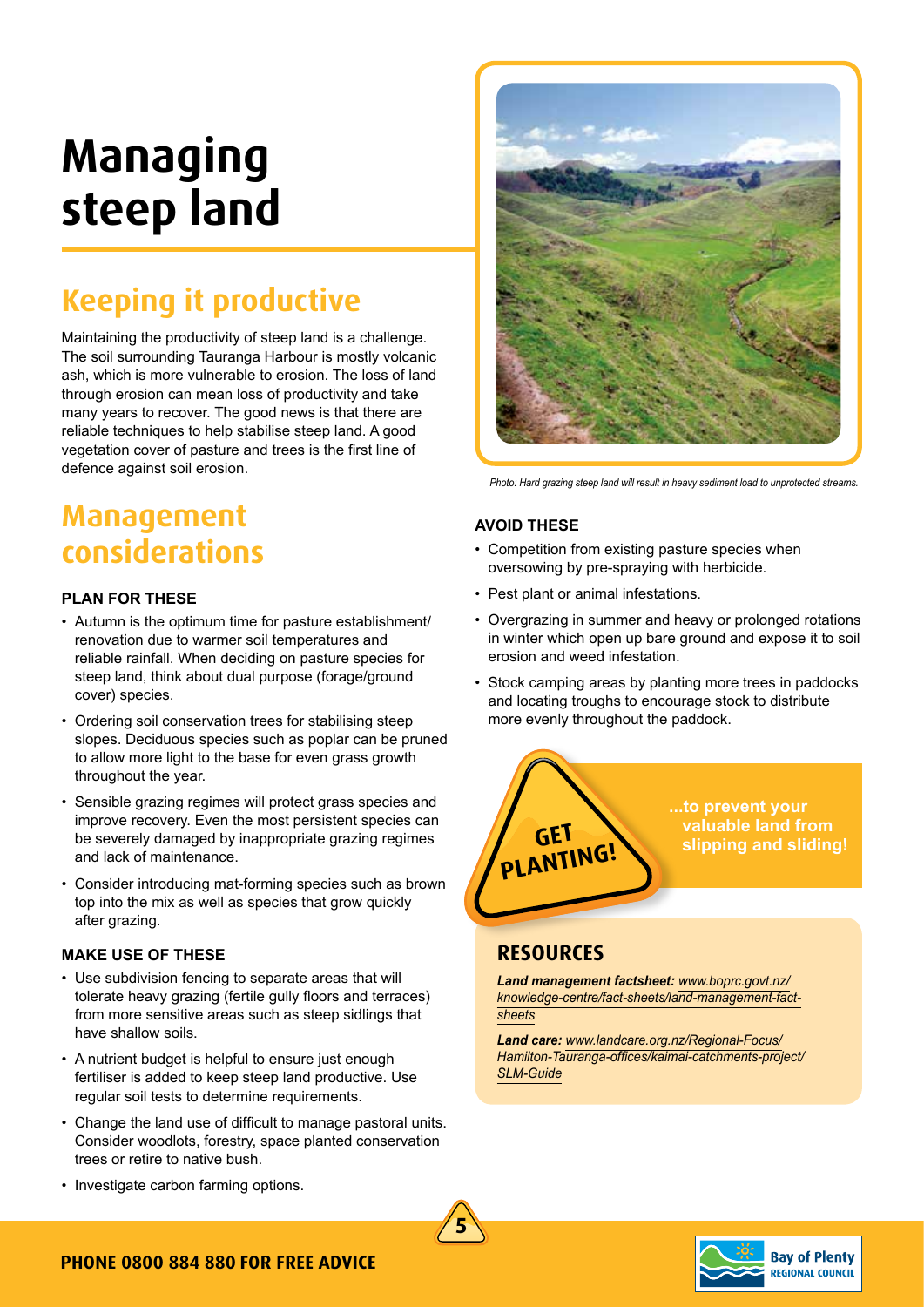# Managing steep land

## Keeping it productive

Maintaining the productivity of steep land is a challenge. The soil surrounding Tauranga Harbour is mostly volcanic ash, which is more vulnerable to erosion. The loss of land through erosion can mean loss of productivity and take many years to recover. The good news is that there are reliable techniques to help stabilise steep land. A good vegetation cover of pasture and trees is the first line of defence against soil erosion.

## Management considerations

### PLAN FOR THESE

- Autumn is the optimum time for pasture establishment/ renovation due to warmer soil temperatures and reliable rainfall. When deciding on pasture species for steep land, think about dual purpose (forage/ground cover) species.
- Ordering soil conservation trees for stabilising steep slopes. Deciduous species such as poplar can be pruned to allow more light to the base for even grass growth throughout the year.
- Sensible grazing regimes will protect grass species and improve recovery. Even the most persistent species can be severely damaged by inappropriate grazing regimes and lack of maintenance.
- Consider introducing mat-forming species such as brown top into the mix as well as species that grow quickly after grazing.

### MAKE USE OF THESE

- Use subdivision fencing to separate areas that will tolerate heavy grazing (fertile gully floors and terraces) from more sensitive areas such as steep sidlings that have shallow soils.
- A nutrient budget is helpful to ensure just enough fertiliser is added to keep steep land productive. Use regular soil tests to determine requirements.
- Change the land use of difficult to manage pastoral units. Consider woodlots, forestry, space planted conservation trees or retire to native bush.
- Investigate carbon farming options.

*Photo: Hard grazing steep land will result in heavy sediment load to unprotected streams.*

### AVOID THESE

- Competition from existing pasture species when oversowing by pre-spraying with herbicide.
- Pest plant or animal infestations.
- Overgrazing in summer and heavy or prolonged rotations in winter which open up bare ground and expose it to soil erosion and weed infestation.
- Stock camping areas by planting more trees in paddocks and locating troughs to encourage stock to distribute more evenly throughout the paddock.

**GET PLANTING!** **...to prevent your valuable land from slipping and sliding!**

## RESOURCES

***Land management factsheet:*** *www.boprc.govt.nz/knowledge-centre/fact-sheets/land-management-fact-sheets*

***Land care:*** *www.landcare.org.nz/Regional-Focus/Hamilton-Tauranga-offices/kaimai-catchments-project/SLM-Guide*

**PHONE 0800 884 880 FOR FREE ADVICE**

Bay of Plenty REGIONAL COUNCIL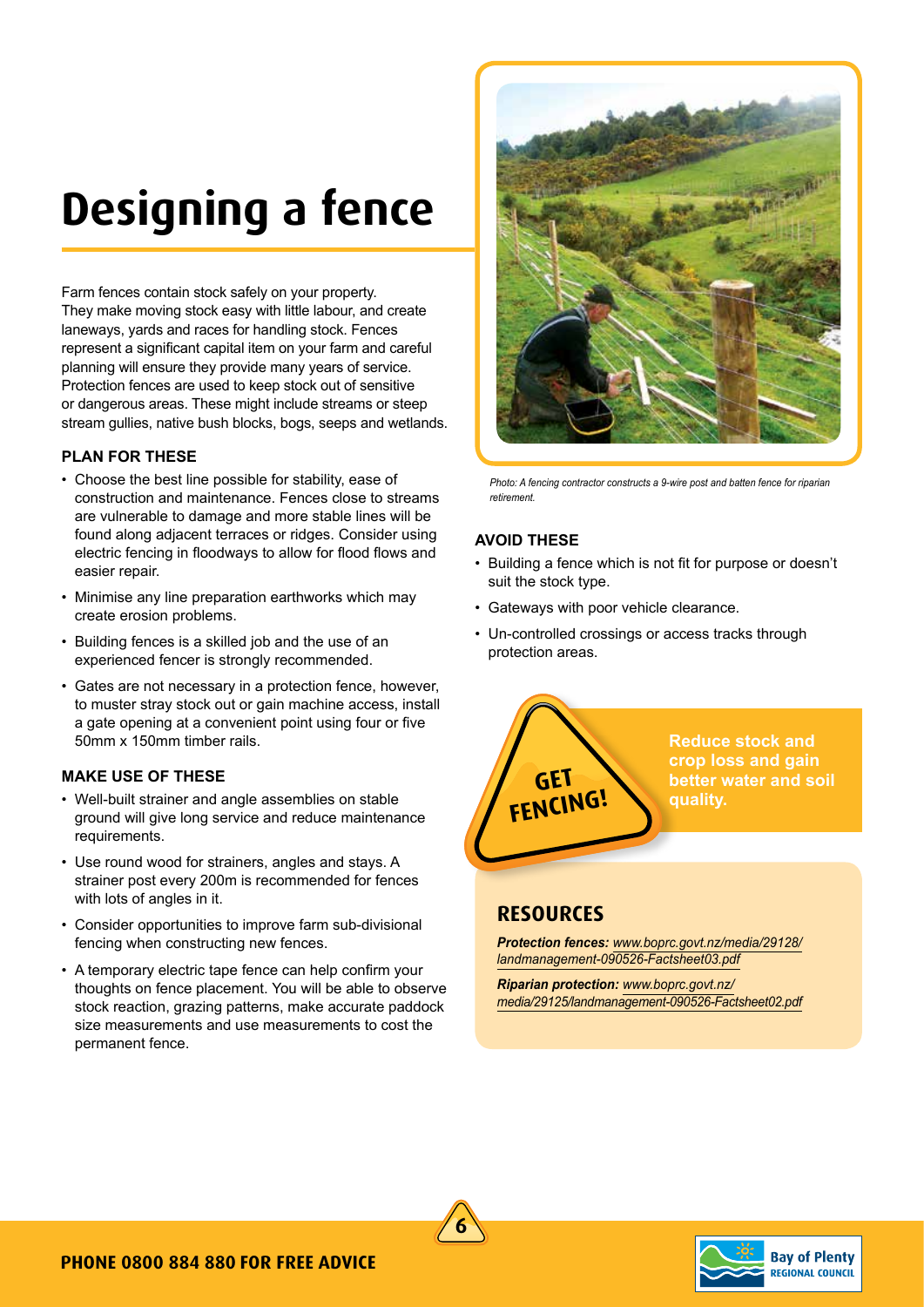# Designing a fence

Farm fences contain stock safely on your property. They make moving stock easy with little labour, and create laneways, yards and races for handling stock. Fences represent a significant capital item on your farm and careful planning will ensure they provide many years of service. Protection fences are used to keep stock out of sensitive or dangerous areas. These might include streams or steep stream gullies, native bush blocks, bogs, seeps and wetlands.

### PLAN FOR THESE

- Choose the best line possible for stability, ease of construction and maintenance. Fences close to streams are vulnerable to damage and more stable lines will be found along adjacent terraces or ridges. Consider using electric fencing in floodways to allow for flood flows and easier repair.
- Minimise any line preparation earthworks which may create erosion problems.
- Building fences is a skilled job and the use of an experienced fencer is strongly recommended.
- Gates are not necessary in a protection fence, however, to muster stray stock out or gain machine access, install a gate opening at a convenient point using four or five 50mm x 150mm timber rails.

### MAKE USE OF THESE

- Well-built strainer and angle assemblies on stable ground will give long service and reduce maintenance requirements.
- Use round wood for strainers, angles and stays. A strainer post every 200m is recommended for fences with lots of angles in it.
- Consider opportunities to improve farm sub-divisional fencing when constructing new fences.
- A temporary electric tape fence can help confirm your thoughts on fence placement. You will be able to observe stock reaction, grazing patterns, make accurate paddock size measurements and use measurements to cost the permanent fence.

*Photo: A fencing contractor constructs a 9-wire post and batten fence for riparian retirement.*

### AVOID THESE

- Building a fence which is not fit for purpose or doesn't suit the stock type.
- Gateways with poor vehicle clearance.
- Un-controlled crossings or access tracks through protection areas.

**GET FENCING!**

**Reduce stock and crop loss and gain better water and soil quality.**

## RESOURCES

***Protection fences:*** *www.boprc.govt.nz/media/29128/landmanagement-090526-Factsheet03.pdf*

***Riparian protection:*** *www.boprc.govt.nz/media/29125/landmanagement-090526-Factsheet02.pdf*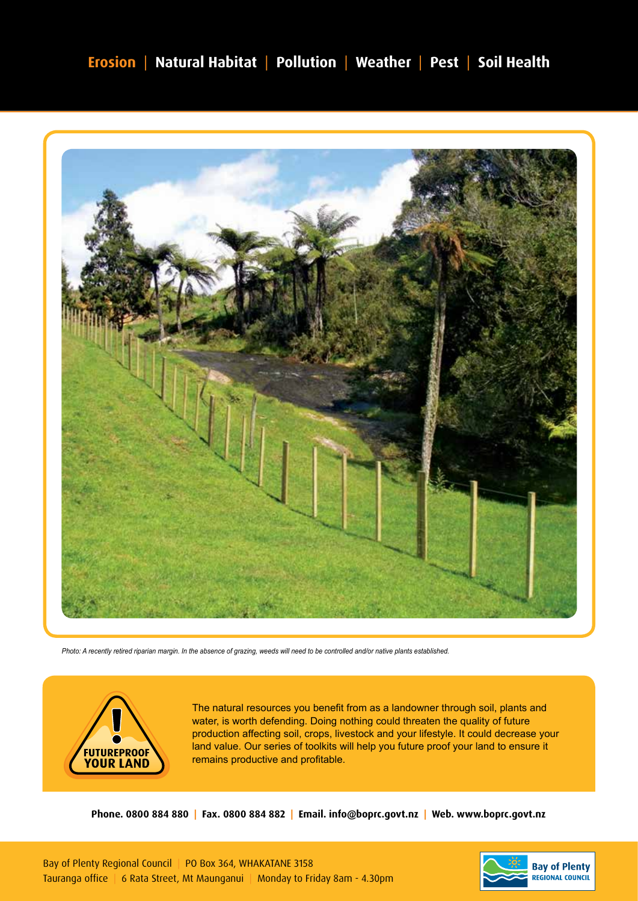**Erosion** | **Natural Habitat** | **Pollution** | **Weather** | **Pest** | **Soil Health**

*Photo: A recently retired riparian margin. In the absence of grazing, weeds will need to be controlled and/or native plants established.*

**FUTUREPROOF YOUR LAND**

The natural resources you benefit from as a landowner through soil, plants and water, is worth defending. Doing nothing could threaten the quality of future production affecting soil, crops, livestock and your lifestyle. It could decrease your land value. Our series of toolkits will help you future proof your land to ensure it remains productive and profitable.

**Phone. 0800 884 880** | **Fax. 0800 884 882** | **Email. info@boprc.govt.nz** | **Web. www.boprc.govt.nz**

Bay of Plenty Regional Council | PO Box 364, WHAKATANE 3158
Tauranga office | 6 Rata Street, Mt Maunganui | Monday to Friday 8am - 4.30pm

Bay of Plenty REGIONAL COUNCIL